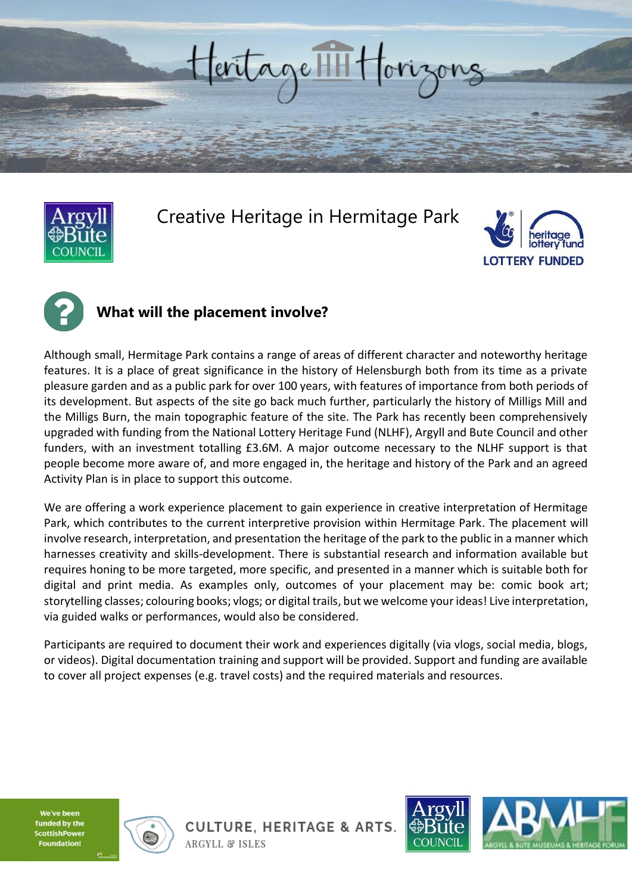# Heritage Horizons

## Creative Heritage in Hermitage Park

### What will the placement involve?

Although small, Hermitage Park contains a range of areas of different character and noteworthy heritage features. It is a place of great significance in the history of Helensburgh both from its time as a private pleasure garden and as a public park for over 100 years, with features of importance from both periods of its development. But aspects of the site go back much further, particularly the history of Milligs Mill and the Milligs Burn, the main topographic feature of the site. The Park has recently been comprehensively upgraded with funding from the National Lottery Heritage Fund (NLHF), Argyll and Bute Council and other funders, with an investment totalling £3.6M. A major outcome necessary to the NLHF support is that people become more aware of, and more engaged in, the heritage and history of the Park and an agreed Activity Plan is in place to support this outcome.

We are offering a work experience placement to gain experience in creative interpretation of Hermitage Park, which contributes to the current interpretive provision within Hermitage Park. The placement will involve research, interpretation, and presentation the heritage of the park to the public in a manner which harnesses creativity and skills-development. There is substantial research and information available but requires honing to be more targeted, more specific, and presented in a manner which is suitable both for digital and print media. As examples only, outcomes of your placement may be: comic book art; storytelling classes; colouring books; vlogs; or digital trails, but we welcome your ideas! Live interpretation, via guided walks or performances, would also be considered.

Participants are required to document their work and experiences digitally (via vlogs, social media, blogs, or videos). Digital documentation training and support will be provided. Support and funding are available to cover all project expenses (e.g. travel costs) and the required materials and resources.

We've been funded by the ScottishPower Foundation!

CULTURE, HERITAGE & ARTS. ARGYLL & ISLES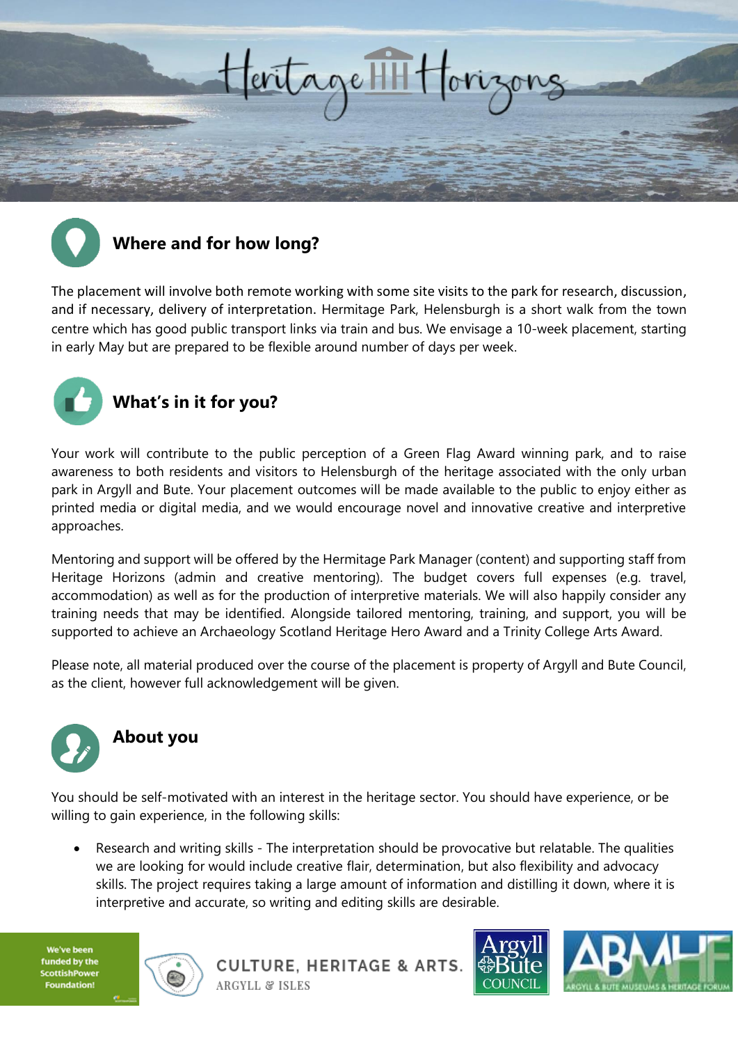## Where and for how long?

The placement will involve both remote working with some site visits to the park for research, discussion, and if necessary, delivery of interpretation. Hermitage Park, Helensburgh is a short walk from the town centre which has good public transport links via train and bus. We envisage a 10-week placement, starting in early May but are prepared to be flexible around number of days per week.

## What's in it for you?

Your work will contribute to the public perception of a Green Flag Award winning park, and to raise awareness to both residents and visitors to Helensburgh of the heritage associated with the only urban park in Argyll and Bute. Your placement outcomes will be made available to the public to enjoy either as printed media or digital media, and we would encourage novel and innovative creative and interpretive approaches.

Mentoring and support will be offered by the Hermitage Park Manager (content) and supporting staff from Heritage Horizons (admin and creative mentoring). The budget covers full expenses (e.g. travel, accommodation) as well as for the production of interpretive materials. We will also happily consider any training needs that may be identified. Alongside tailored mentoring, training, and support, you will be supported to achieve an Archaeology Scotland Heritage Hero Award and a Trinity College Arts Award.

Please note, all material produced over the course of the placement is property of Argyll and Bute Council, as the client, however full acknowledgement will be given.

## About you

You should be self-motivated with an interest in the heritage sector. You should have experience, or be willing to gain experience, in the following skills:

- Research and writing skills - The interpretation should be provocative but relatable. The qualities we are looking for would include creative flair, determination, but also flexibility and advocacy skills. The project requires taking a large amount of information and distilling it down, where it is interpretive and accurate, so writing and editing skills are desirable.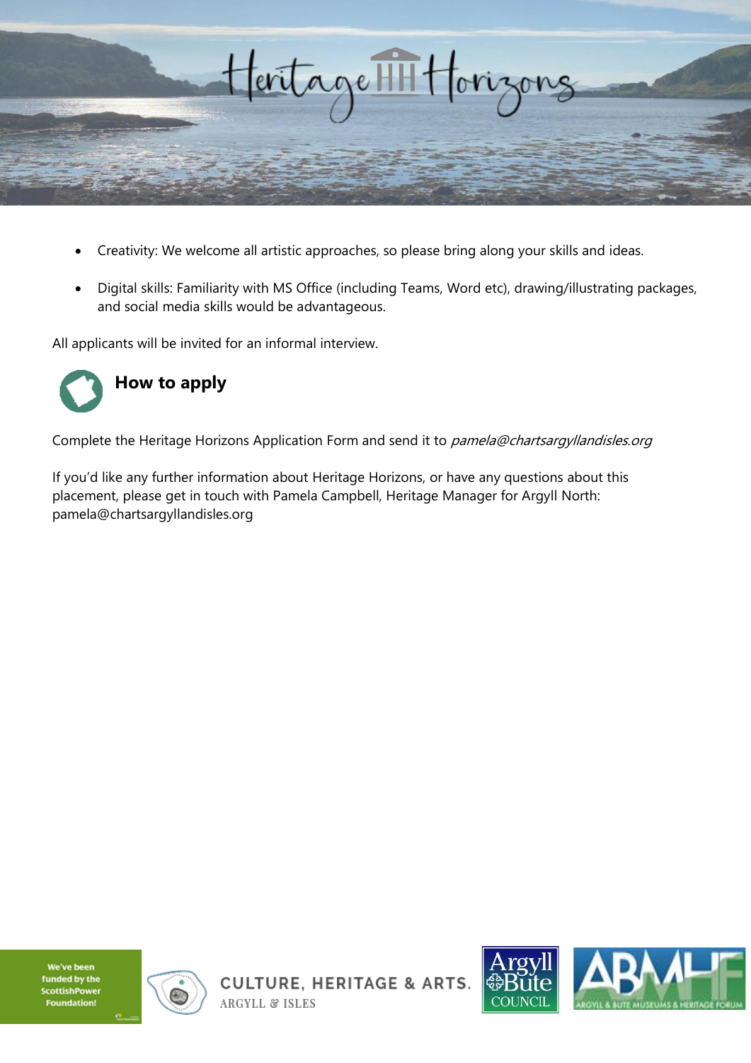- Creativity: We welcome all artistic approaches, so please bring along your skills and ideas.
- Digital skills: Familiarity with MS Office (including Teams, Word etc), drawing/illustrating packages, and social media skills would be advantageous.

All applicants will be invited for an informal interview.

## How to apply

Complete the Heritage Horizons Application Form and send it to *pamela@chartsargyllandisles.org*

If you'd like any further information about Heritage Horizons, or have any questions about this placement, please get in touch with Pamela Campbell, Heritage Manager for Argyll North: pamela@chartsargyllandisles.org